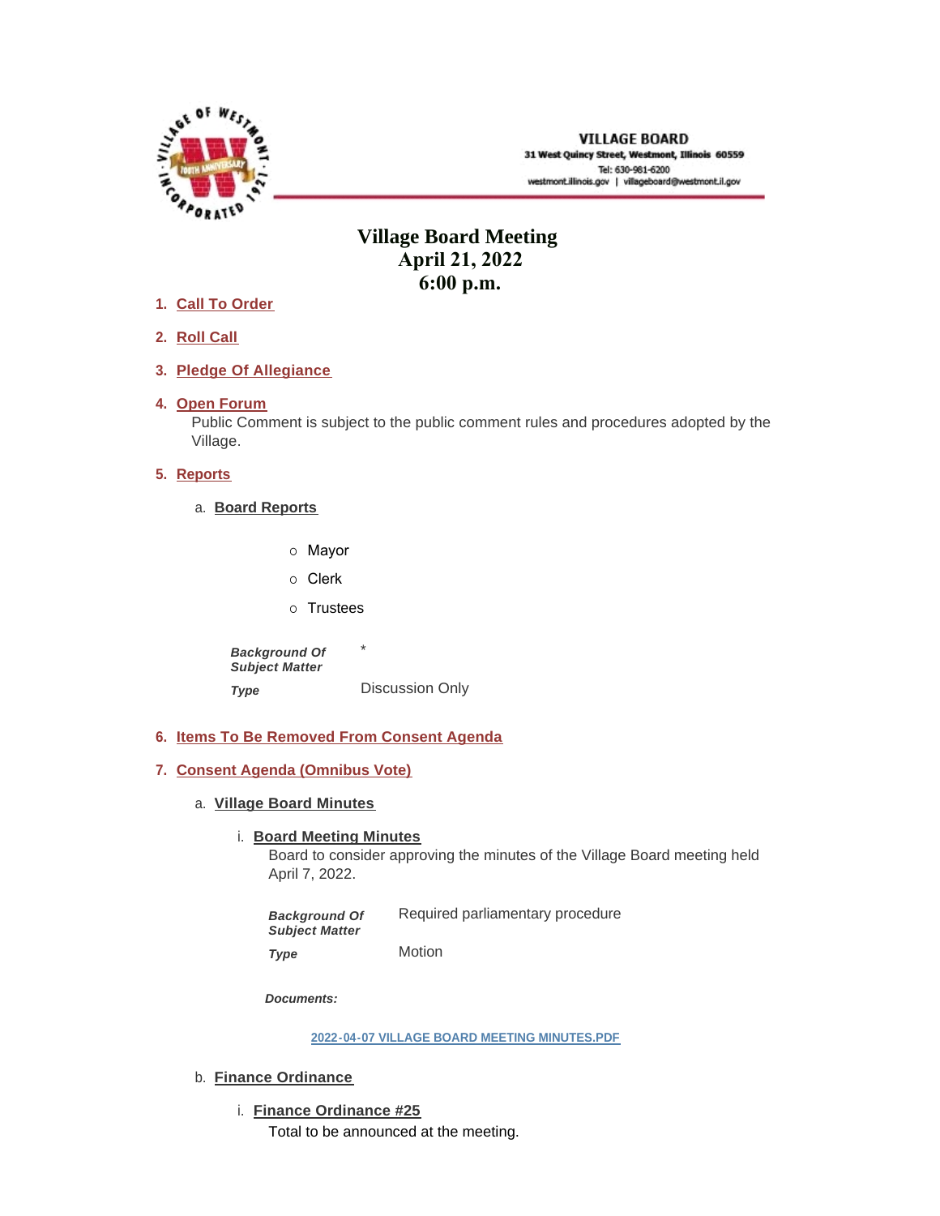**VILLAGE BOARD**
31 West Quincy Street, Westmont, Illinois 60559
Tel: 630-981-6200
westmont.illinois.gov | villageboard@westmont.il.gov

# Village Board Meeting
## April 21, 2022
## 6:00 p.m.

1. **Call To Order**

2. **Roll Call**

3. **Pledge Of Allegiance**

4. **Open Forum**

   Public Comment is subject to the public comment rules and procedures adopted by the Village.

5. **Reports**

   a. **Board Reports**

      - Mayor
      - Clerk
      - Trustees

      | | |
      |---|---|
      | ***Background Of Subject Matter*** | * |
      | ***Type*** | Discussion Only |

6. **Items To Be Removed From Consent Agenda**

7. **Consent Agenda (Omnibus Vote)**

   a. **Village Board Minutes**

      i. **Board Meeting Minutes**

         Board to consider approving the minutes of the Village Board meeting held April 7, 2022.

         | | |
         |---|---|
         | ***Background Of Subject Matter*** | Required parliamentary procedure |
         | ***Type*** | Motion |

         ***Documents:***

         2022-04-07 VILLAGE BOARD MEETING MINUTES.PDF

   b. **Finance Ordinance**

      i. **Finance Ordinance #25**

         Total to be announced at the meeting.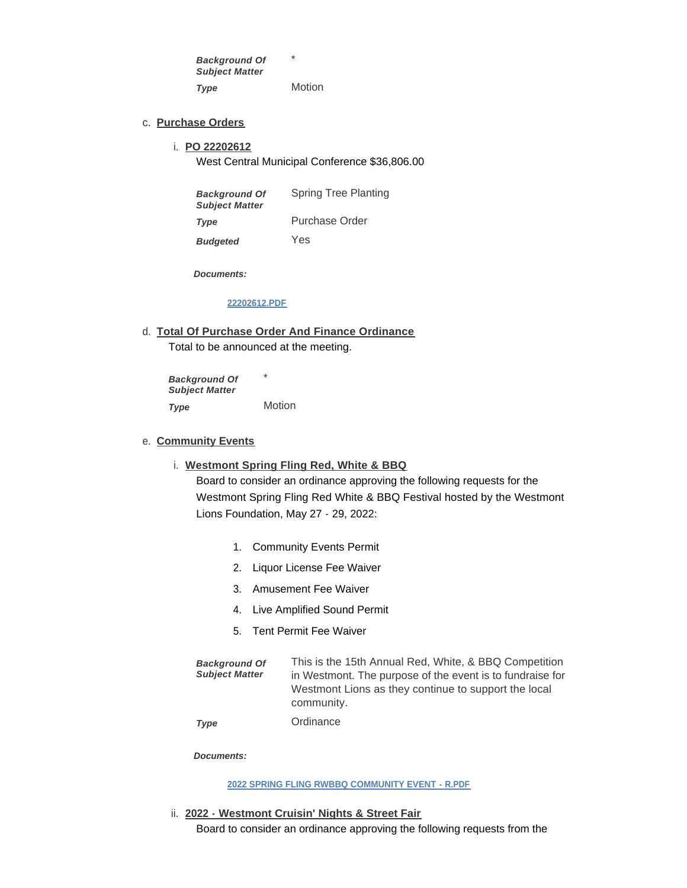*Background Of Subject Matter* *

*Type* Motion

c. **Purchase Orders**

i. **PO 22202612**

West Central Municipal Conference $36,806.00

| | |
|---|---|
| ***Background Of Subject Matter*** | Spring Tree Planting |
| ***Type*** | Purchase Order |
| ***Budgeted*** | Yes |

***Documents:***

22202612.PDF

d. **Total Of Purchase Order And Finance Ordinance**

Total to be announced at the meeting.

| | |
|---|---|
| ***Background Of Subject Matter*** | * |
| ***Type*** | Motion |

e. **Community Events**

i. **Westmont Spring Fling Red, White & BBQ**

Board to consider an ordinance approving the following requests for the Westmont Spring Fling Red White & BBQ Festival hosted by the Westmont Lions Foundation, May 27 - 29, 2022:

1. Community Events Permit
2. Liquor License Fee Waiver
3. Amusement Fee Waiver
4. Live Amplified Sound Permit
5. Tent Permit Fee Waiver

| | |
|---|---|
| ***Background Of Subject Matter*** | This is the 15th Annual Red, White, & BBQ Competition in Westmont. The purpose of the event is to fundraise for Westmont Lions as they continue to support the local community. |
| ***Type*** | Ordinance |

***Documents:***

2022 SPRING FLING RWBBQ COMMUNITY EVENT - R.PDF

ii. **2022 - Westmont Cruisin' Nights & Street Fair**

Board to consider an ordinance approving the following requests from the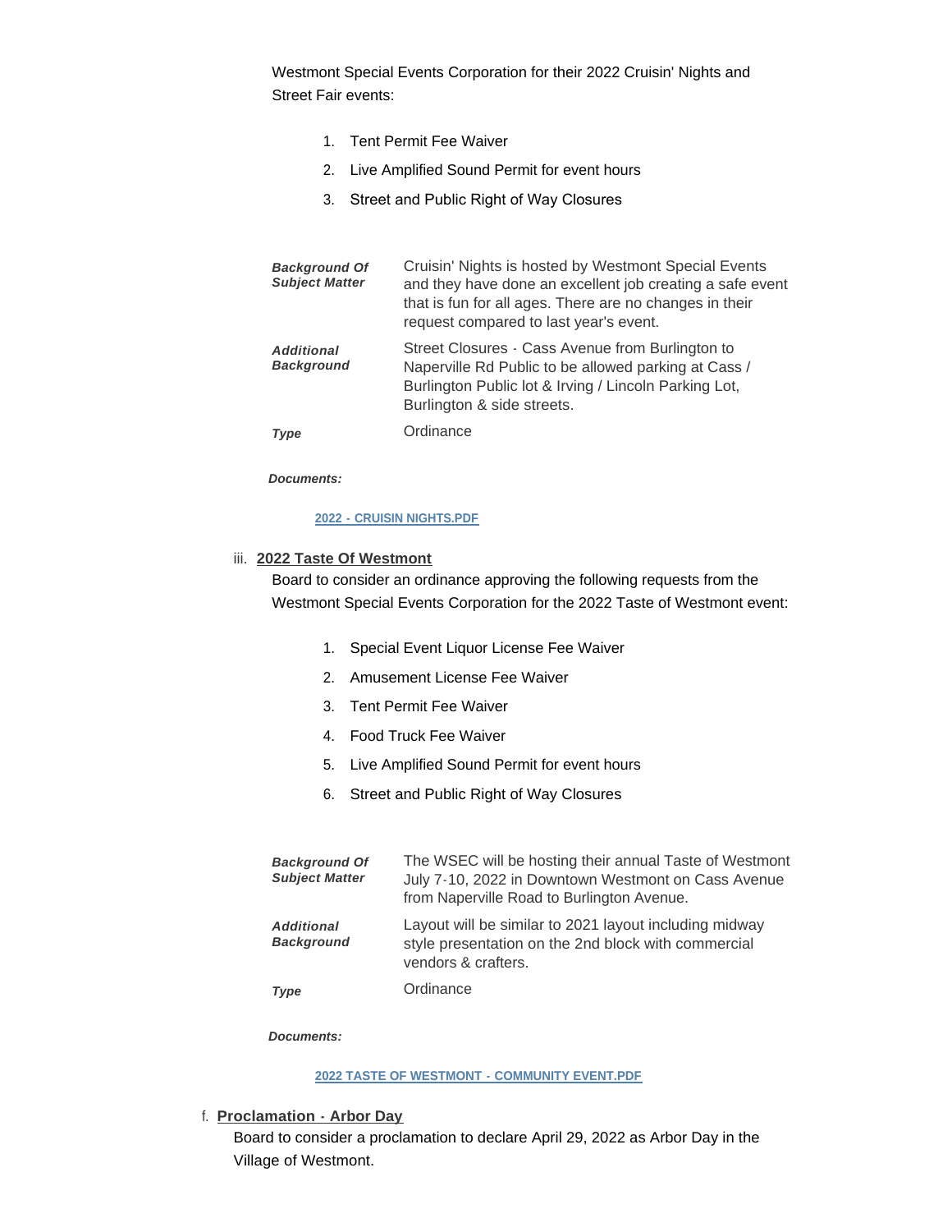Westmont Special Events Corporation for their 2022 Cruisin' Nights and Street Fair events:

1. Tent Permit Fee Waiver
2. Live Amplified Sound Permit for event hours
3. Street and Public Right of Way Closures

| | |
|---|---|
| ***Background Of Subject Matter*** | Cruisin' Nights is hosted by Westmont Special Events and they have done an excellent job creating a safe event that is fun for all ages. There are no changes in their request compared to last year's event. |
| ***Additional Background*** | Street Closures - Cass Avenue from Burlington to Naperville Rd Public to be allowed parking at Cass / Burlington Public lot & Irving / Lincoln Parking Lot, Burlington & side streets. |
| ***Type*** | Ordinance |

***Documents:***

[2022 - CRUISIN NIGHTS.PDF]

iii. **2022 Taste Of Westmont**

Board to consider an ordinance approving the following requests from the Westmont Special Events Corporation for the 2022 Taste of Westmont event:

1. Special Event Liquor License Fee Waiver
2. Amusement License Fee Waiver
3. Tent Permit Fee Waiver
4. Food Truck Fee Waiver
5. Live Amplified Sound Permit for event hours
6. Street and Public Right of Way Closures

| | |
|---|---|
| ***Background Of Subject Matter*** | The WSEC will be hosting their annual Taste of Westmont July 7-10, 2022 in Downtown Westmont on Cass Avenue from Naperville Road to Burlington Avenue. |
| ***Additional Background*** | Layout will be similar to 2021 layout including midway style presentation on the 2nd block with commercial vendors & crafters. |
| ***Type*** | Ordinance |

***Documents:***

[2022 TASTE OF WESTMONT - COMMUNITY EVENT.PDF]

f. **Proclamation - Arbor Day**

Board to consider a proclamation to declare April 29, 2022 as Arbor Day in the Village of Westmont.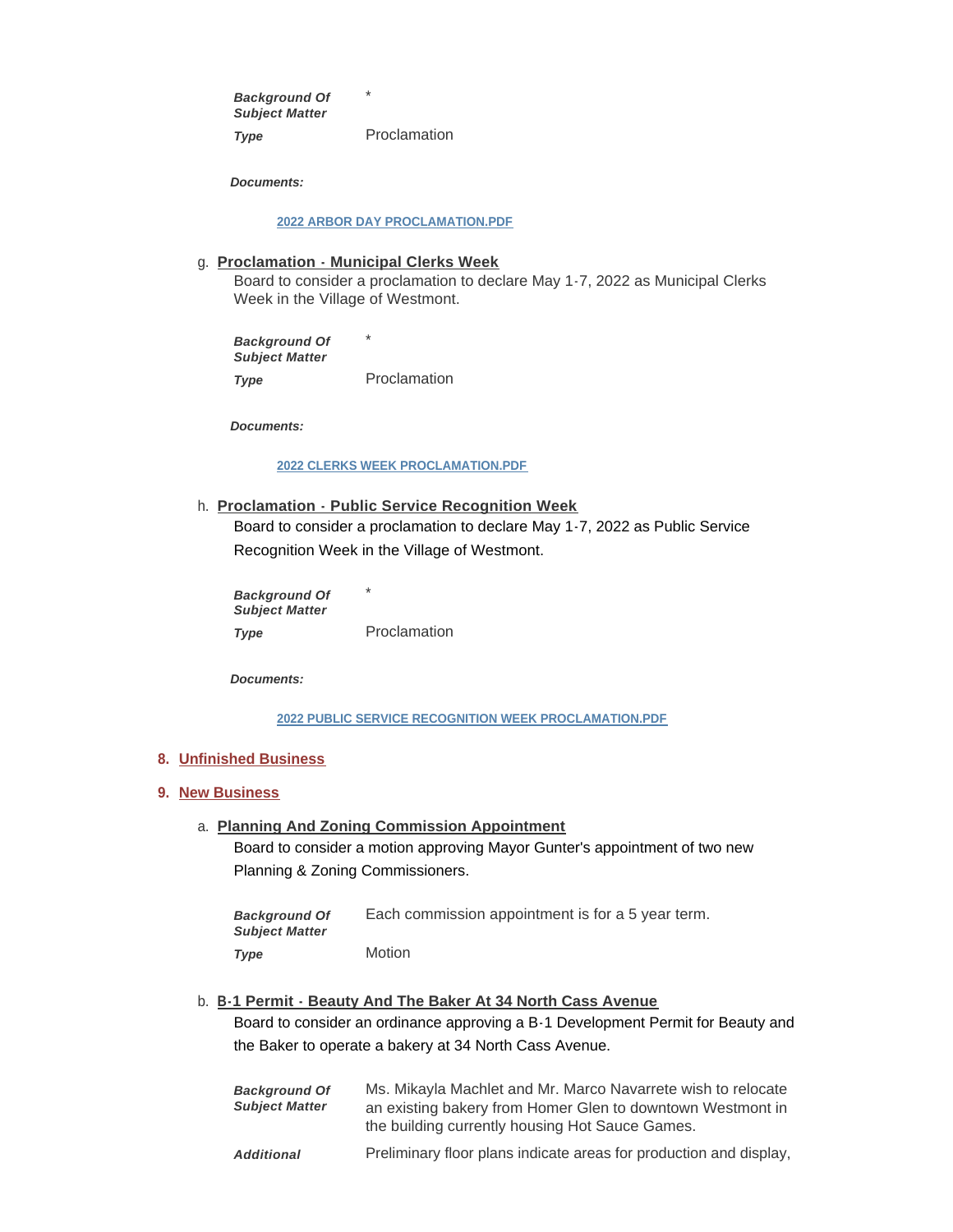| | |
|---|---|
| ***Background Of Subject Matter*** | * |
| ***Type*** | Proclamation |

***Documents:***

[2022 ARBOR DAY PROCLAMATION.PDF]

g. **Proclamation - Municipal Clerks Week**

Board to consider a proclamation to declare May 1-7, 2022 as Municipal Clerks Week in the Village of Westmont.

| | |
|---|---|
| ***Background Of Subject Matter*** | * |
| ***Type*** | Proclamation |

***Documents:***

[2022 CLERKS WEEK PROCLAMATION.PDF]

h. **Proclamation - Public Service Recognition Week**

Board to consider a proclamation to declare May 1-7, 2022 as Public Service Recognition Week in the Village of Westmont.

| | |
|---|---|
| ***Background Of Subject Matter*** | * |
| ***Type*** | Proclamation |

***Documents:***

[2022 PUBLIC SERVICE RECOGNITION WEEK PROCLAMATION.PDF]

## 8. Unfinished Business

## 9. New Business

a. **Planning And Zoning Commission Appointment**

Board to consider a motion approving Mayor Gunter's appointment of two new Planning & Zoning Commissioners.

| | |
|---|---|
| ***Background Of Subject Matter*** | Each commission appointment is for a 5 year term. |
| ***Type*** | Motion |

b. **B-1 Permit - Beauty And The Baker At 34 North Cass Avenue**

Board to consider an ordinance approving a B-1 Development Permit for Beauty and the Baker to operate a bakery at 34 North Cass Avenue.

| | |
|---|---|
| ***Background Of Subject Matter*** | Ms. Mikayla Machlet and Mr. Marco Navarrete wish to relocate an existing bakery from Homer Glen to downtown Westmont in the building currently housing Hot Sauce Games. |
| ***Additional*** | Preliminary floor plans indicate areas for production and display, |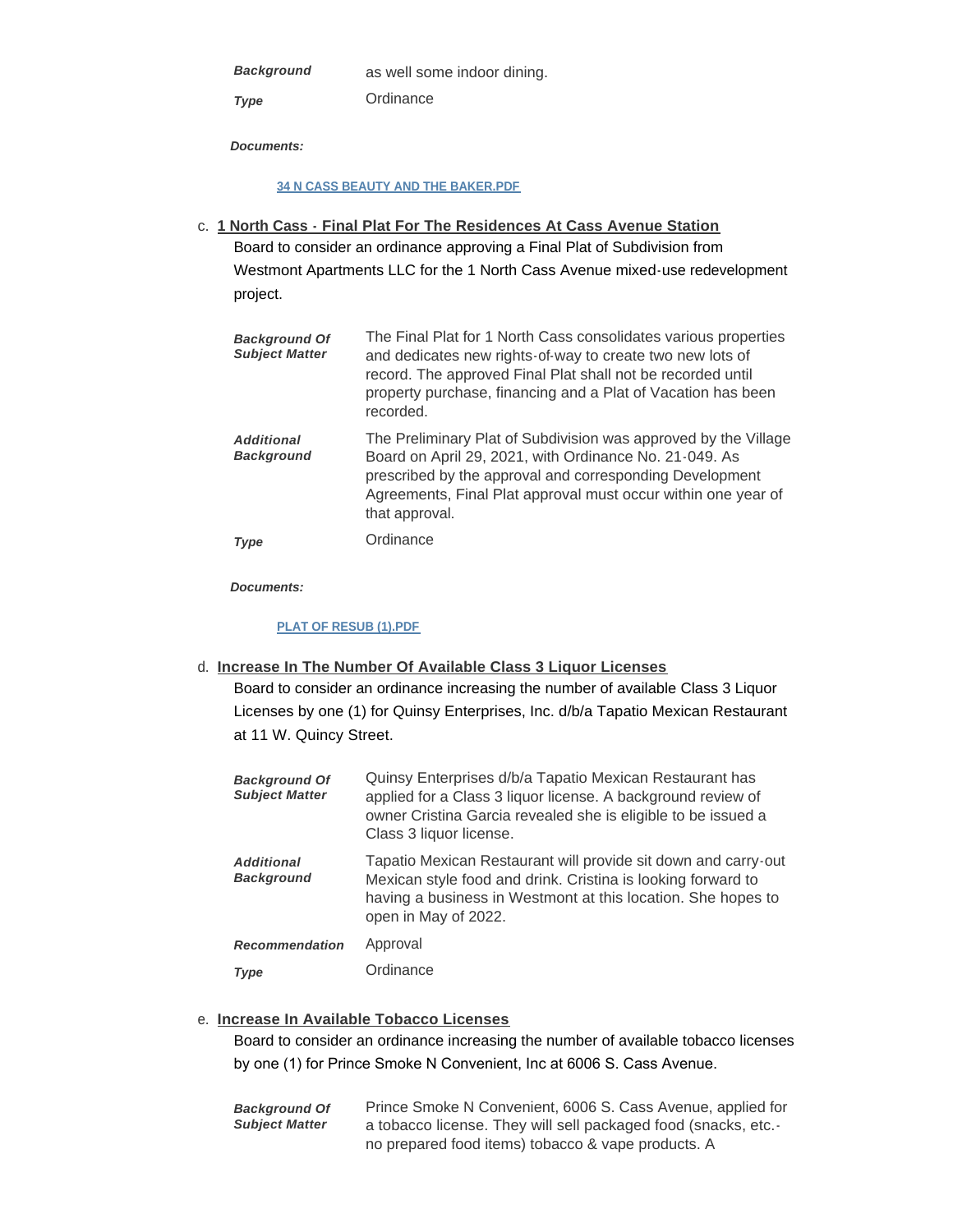| | |
|---|---|
| ***Background*** | as well some indoor dining. |
| ***Type*** | Ordinance |

***Documents:***

[34 N CASS BEAUTY AND THE BAKER.PDF]

c. **1 North Cass - Final Plat For The Residences At Cass Avenue Station**

Board to consider an ordinance approving a Final Plat of Subdivision from Westmont Apartments LLC for the 1 North Cass Avenue mixed-use redevelopment project.

| | |
|---|---|
| ***Background Of Subject Matter*** | The Final Plat for 1 North Cass consolidates various properties and dedicates new rights-of-way to create two new lots of record. The approved Final Plat shall not be recorded until property purchase, financing and a Plat of Vacation has been recorded. |
| ***Additional Background*** | The Preliminary Plat of Subdivision was approved by the Village Board on April 29, 2021, with Ordinance No. 21-049. As prescribed by the approval and corresponding Development Agreements, Final Plat approval must occur within one year of that approval. |
| ***Type*** | Ordinance |

***Documents:***

[PLAT OF RESUB (1).PDF]

d. **Increase In The Number Of Available Class 3 Liquor Licenses**

Board to consider an ordinance increasing the number of available Class 3 Liquor Licenses by one (1) for Quinsy Enterprises, Inc. d/b/a Tapatio Mexican Restaurant at 11 W. Quincy Street.

| | |
|---|---|
| ***Background Of Subject Matter*** | Quinsy Enterprises d/b/a Tapatio Mexican Restaurant has applied for a Class 3 liquor license. A background review of owner Cristina Garcia revealed she is eligible to be issued a Class 3 liquor license. |
| ***Additional Background*** | Tapatio Mexican Restaurant will provide sit down and carry-out Mexican style food and drink. Cristina is looking forward to having a business in Westmont at this location. She hopes to open in May of 2022. |
| ***Recommendation*** | Approval |
| ***Type*** | Ordinance |

e. **Increase In Available Tobacco Licenses**

Board to consider an ordinance increasing the number of available tobacco licenses by one (1) for Prince Smoke N Convenient, Inc at 6006 S. Cass Avenue.

| | |
|---|---|
| ***Background Of Subject Matter*** | Prince Smoke N Convenient, 6006 S. Cass Avenue, applied for a tobacco license. They will sell packaged food (snacks, etc.- no prepared food items) tobacco & vape products. A |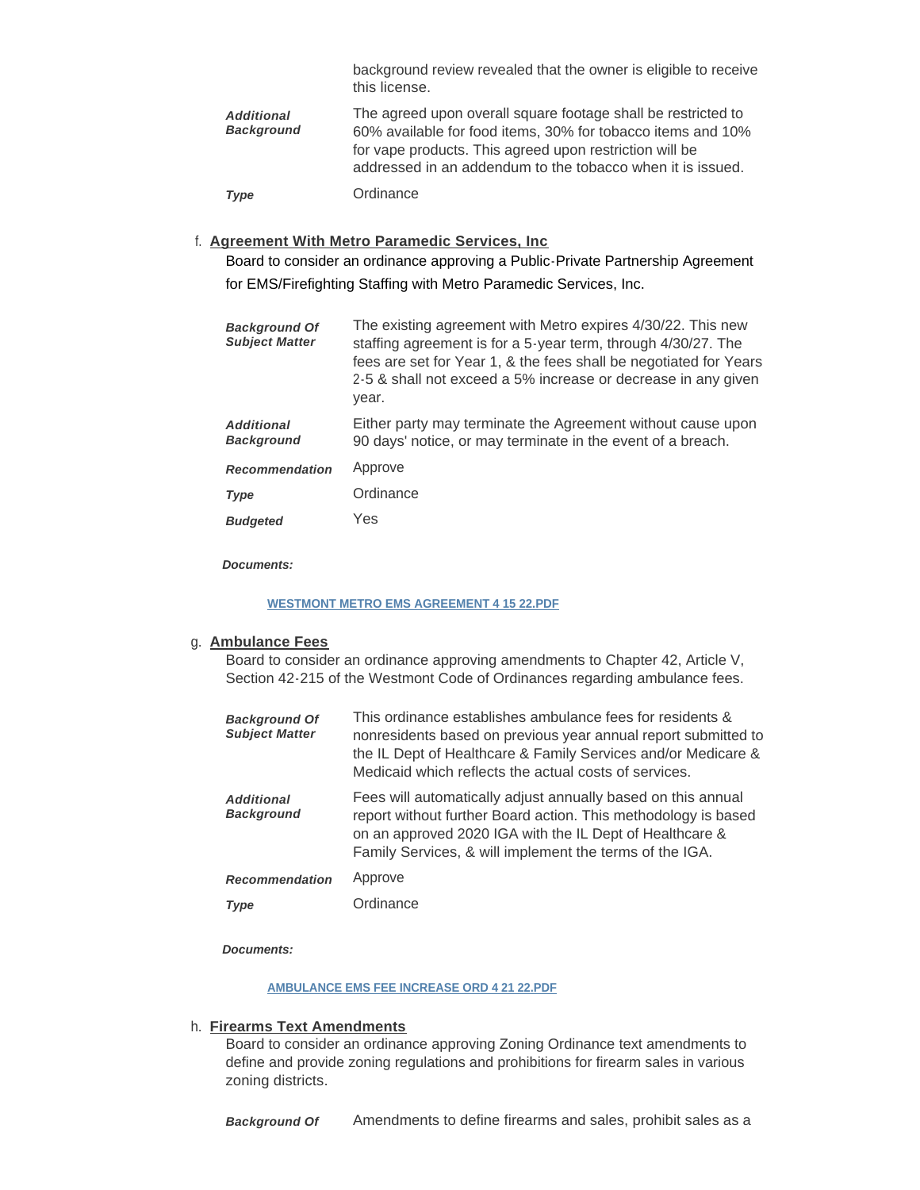| | |
|---|---|
| | background review revealed that the owner is eligible to receive this license. |
| ***Additional Background*** | The agreed upon overall square footage shall be restricted to 60% available for food items, 30% for tobacco items and 10% for vape products. This agreed upon restriction will be addressed in an addendum to the tobacco when it is issued. |
| ***Type*** | Ordinance |

f. **Agreement With Metro Paramedic Services, Inc**

Board to consider an ordinance approving a Public-Private Partnership Agreement for EMS/Firefighting Staffing with Metro Paramedic Services, Inc.

| | |
|---|---|
| ***Background Of Subject Matter*** | The existing agreement with Metro expires 4/30/22. This new staffing agreement is for a 5-year term, through 4/30/27. The fees are set for Year 1, & the fees shall be negotiated for Years 2-5 & shall not exceed a 5% increase or decrease in any given year. |
| ***Additional Background*** | Either party may terminate the Agreement without cause upon 90 days' notice, or may terminate in the event of a breach. |
| ***Recommendation*** | Approve |
| ***Type*** | Ordinance |
| ***Budgeted*** | Yes |

***Documents:***

WESTMONT METRO EMS AGREEMENT 4 15 22.PDF

g. **Ambulance Fees**

Board to consider an ordinance approving amendments to Chapter 42, Article V, Section 42-215 of the Westmont Code of Ordinances regarding ambulance fees.

| | |
|---|---|
| ***Background Of Subject Matter*** | This ordinance establishes ambulance fees for residents & nonresidents based on previous year annual report submitted to the IL Dept of Healthcare & Family Services and/or Medicare & Medicaid which reflects the actual costs of services. |
| ***Additional Background*** | Fees will automatically adjust annually based on this annual report without further Board action. This methodology is based on an approved 2020 IGA with the IL Dept of Healthcare & Family Services, & will implement the terms of the IGA. |
| ***Recommendation*** | Approve |
| ***Type*** | Ordinance |

***Documents:***

AMBULANCE EMS FEE INCREASE ORD 4 21 22.PDF

h. **Firearms Text Amendments**

Board to consider an ordinance approving Zoning Ordinance text amendments to define and provide zoning regulations and prohibitions for firearm sales in various zoning districts.

| | |
|---|---|
| ***Background Of*** | Amendments to define firearms and sales, prohibit sales as a |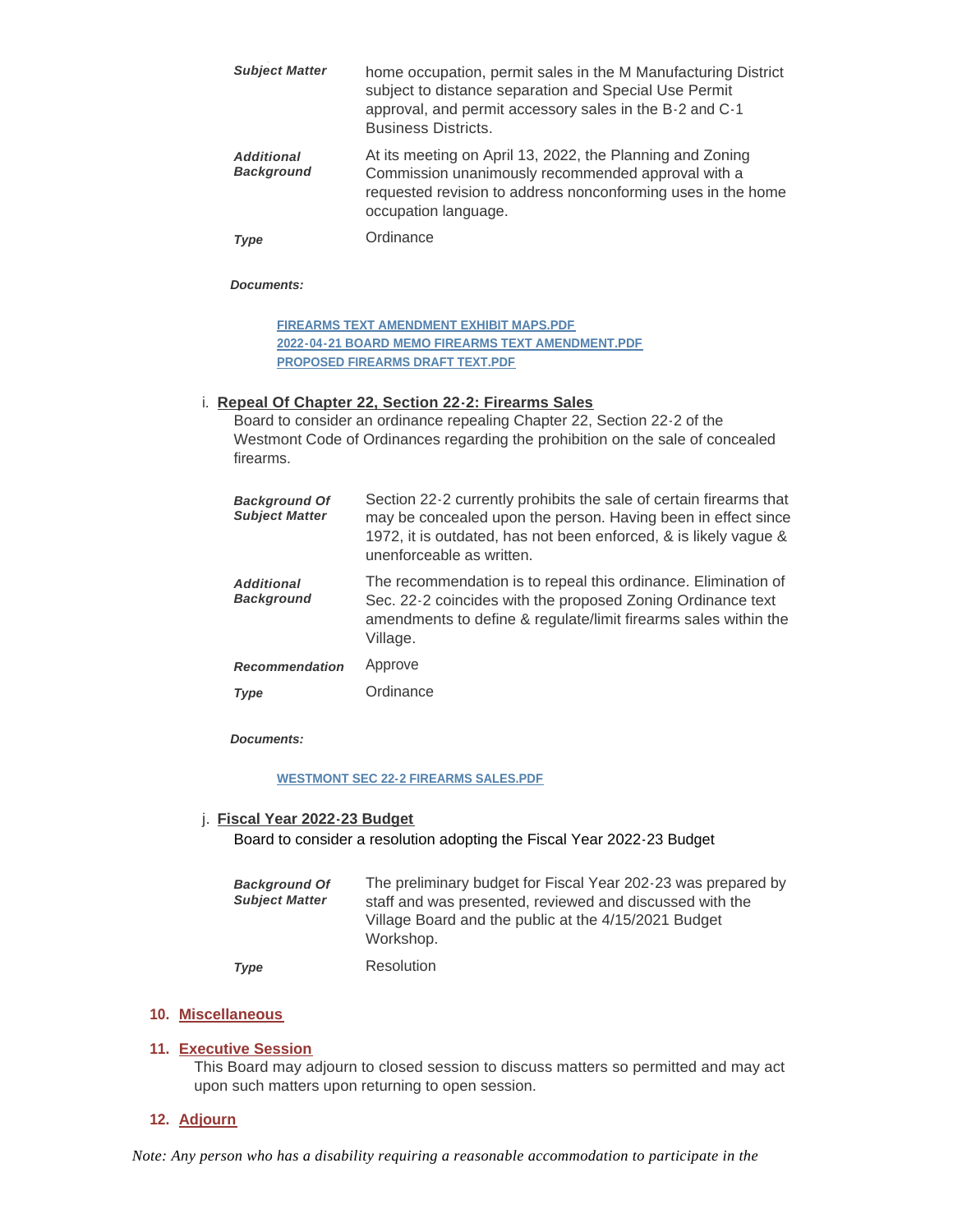| | |
|---|---|
| ***Subject Matter*** | home occupation, permit sales in the M Manufacturing District subject to distance separation and Special Use Permit approval, and permit accessory sales in the B-2 and C-1 Business Districts. |
| ***Additional Background*** | At its meeting on April 13, 2022, the Planning and Zoning Commission unanimously recommended approval with a requested revision to address nonconforming uses in the home occupation language. |
| ***Type*** | Ordinance |

***Documents:***

- FIREARMS TEXT AMENDMENT EXHIBIT MAPS.PDF
- 2022-04-21 BOARD MEMO FIREARMS TEXT AMENDMENT.PDF
- PROPOSED FIREARMS DRAFT TEXT.PDF

i. **Repeal Of Chapter 22, Section 22-2: Firearms Sales**

Board to consider an ordinance repealing Chapter 22, Section 22-2 of the Westmont Code of Ordinances regarding the prohibition on the sale of concealed firearms.

| | |
|---|---|
| ***Background Of Subject Matter*** | Section 22-2 currently prohibits the sale of certain firearms that may be concealed upon the person. Having been in effect since 1972, it is outdated, has not been enforced, & is likely vague & unenforceable as written. |
| ***Additional Background*** | The recommendation is to repeal this ordinance. Elimination of Sec. 22-2 coincides with the proposed Zoning Ordinance text amendments to define & regulate/limit firearms sales within the Village. |
| ***Recommendation*** | Approve |
| ***Type*** | Ordinance |

***Documents:***

- WESTMONT SEC 22-2 FIREARMS SALES.PDF

j. **Fiscal Year 2022-23 Budget**

Board to consider a resolution adopting the Fiscal Year 2022-23 Budget

| | |
|---|---|
| ***Background Of Subject Matter*** | The preliminary budget for Fiscal Year 202-23 was prepared by staff and was presented, reviewed and discussed with the Village Board and the public at the 4/15/2021 Budget Workshop. |
| ***Type*** | Resolution |

## 10. Miscellaneous

## 11. Executive Session

This Board may adjourn to closed session to discuss matters so permitted and may act upon such matters upon returning to open session.

## 12. Adjourn

*Note: Any person who has a disability requiring a reasonable accommodation to participate in the*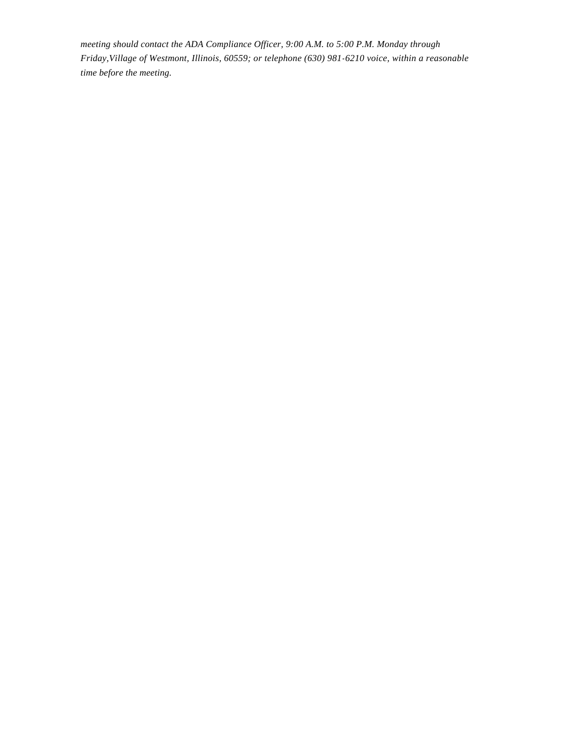*meeting should contact the ADA Compliance Officer, 9:00 A.M. to 5:00 P.M. Monday through Friday,Village of Westmont, Illinois, 60559; or telephone (630) 981-6210 voice, within a reasonable time before the meeting.*